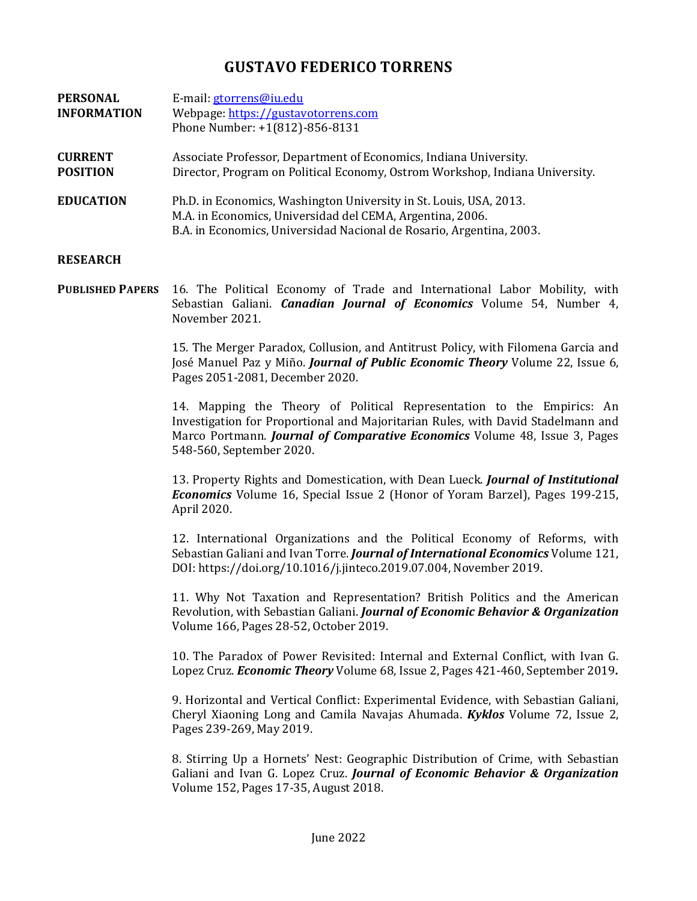# GUSTAVO FEDERICO TORRENS

**PERSONAL INFORMATION**

E-mail: gtorrens@iu.edu
Webpage: https://gustavotorrens.com
Phone Number: +1(812)-856-8131

**CURRENT POSITION**

Associate Professor, Department of Economics, Indiana University.
Director, Program on Political Economy, Ostrom Workshop, Indiana University.

**EDUCATION**

Ph.D. in Economics, Washington University in St. Louis, USA, 2013.
M.A. in Economics, Universidad del CEMA, Argentina, 2006.
B.A. in Economics, Universidad Nacional de Rosario, Argentina, 2003.

## RESEARCH

**PUBLISHED PAPERS**

16. The Political Economy of Trade and International Labor Mobility, with Sebastian Galiani. ***Canadian Journal of Economics*** Volume 54, Number 4, November 2021.

15. The Merger Paradox, Collusion, and Antitrust Policy, with Filomena Garcia and José Manuel Paz y Miño. ***Journal of Public Economic Theory*** Volume 22, Issue 6, Pages 2051-2081, December 2020.

14. Mapping the Theory of Political Representation to the Empirics: An Investigation for Proportional and Majoritarian Rules, with David Stadelmann and Marco Portmann. ***Journal of Comparative Economics*** Volume 48, Issue 3, Pages 548-560, September 2020.

13. Property Rights and Domestication, with Dean Lueck. ***Journal of Institutional Economics*** Volume 16, Special Issue 2 (Honor of Yoram Barzel), Pages 199-215, April 2020.

12. International Organizations and the Political Economy of Reforms, with Sebastian Galiani and Ivan Torre. ***Journal of International Economics*** Volume 121, DOI: https://doi.org/10.1016/j.jinteco.2019.07.004, November 2019.

11. Why Not Taxation and Representation? British Politics and the American Revolution, with Sebastian Galiani. ***Journal of Economic Behavior & Organization*** Volume 166, Pages 28-52, October 2019.

10. The Paradox of Power Revisited: Internal and External Conflict, with Ivan G. Lopez Cruz. ***Economic Theory*** Volume 68, Issue 2, Pages 421-460, September 2019.

9. Horizontal and Vertical Conflict: Experimental Evidence, with Sebastian Galiani, Cheryl Xiaoning Long and Camila Navajas Ahumada. ***Kyklos*** Volume 72, Issue 2, Pages 239-269, May 2019.

8. Stirring Up a Hornets' Nest: Geographic Distribution of Crime, with Sebastian Galiani and Ivan G. Lopez Cruz. ***Journal of Economic Behavior & Organization*** Volume 152, Pages 17-35, August 2018.

June 2022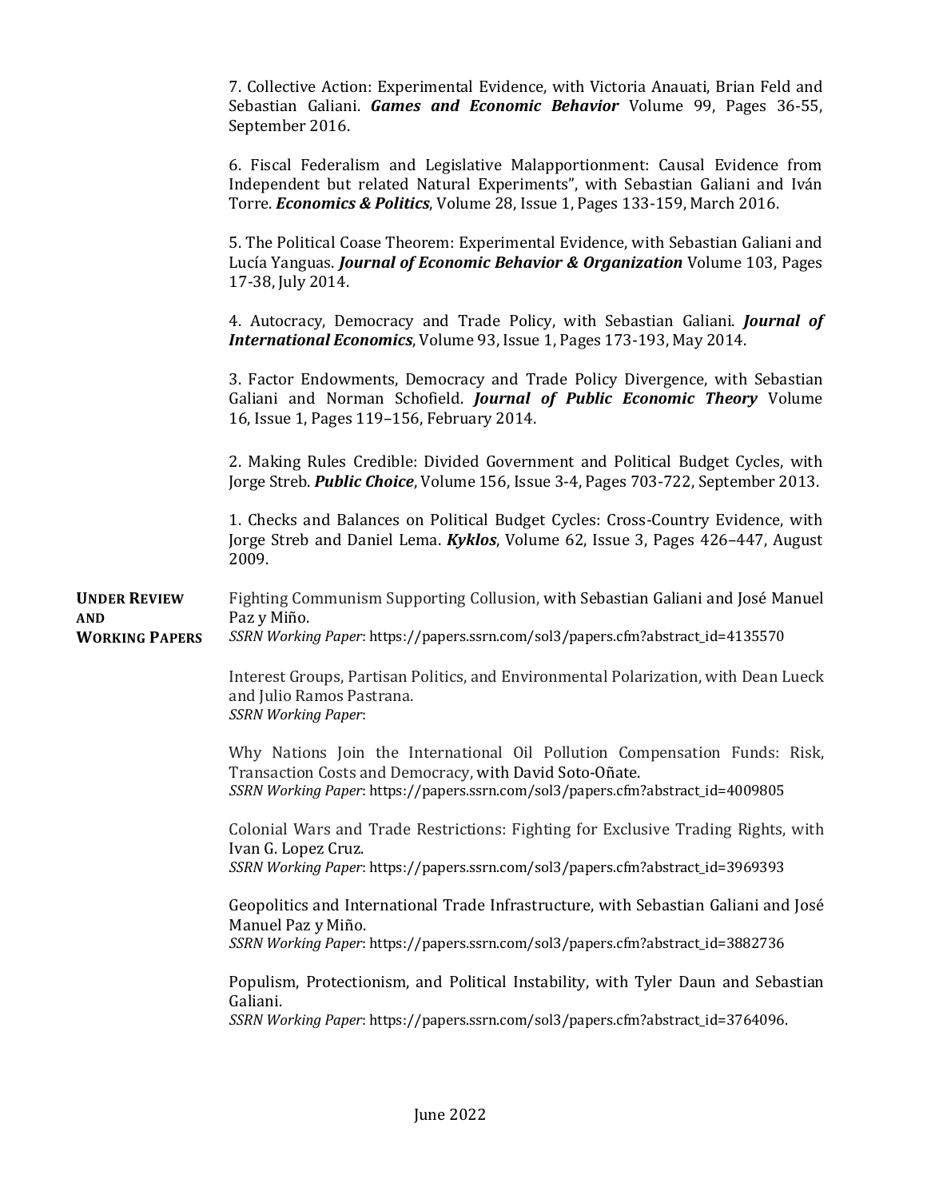7. Collective Action: Experimental Evidence, with Victoria Anauati, Brian Feld and Sebastian Galiani. ***Games and Economic Behavior*** Volume 99, Pages 36-55, September 2016.

6. Fiscal Federalism and Legislative Malapportionment: Causal Evidence from Independent but related Natural Experiments", with Sebastian Galiani and Iván Torre. ***Economics & Politics***, Volume 28, Issue 1, Pages 133-159, March 2016.

5. The Political Coase Theorem: Experimental Evidence, with Sebastian Galiani and Lucía Yanguas. ***Journal of Economic Behavior & Organization*** Volume 103, Pages 17-38, July 2014.

4. Autocracy, Democracy and Trade Policy, with Sebastian Galiani. ***Journal of International Economics***, Volume 93, Issue 1, Pages 173-193, May 2014.

3. Factor Endowments, Democracy and Trade Policy Divergence, with Sebastian Galiani and Norman Schofield. ***Journal of Public Economic Theory*** Volume 16, Issue 1, Pages 119–156, February 2014.

2. Making Rules Credible: Divided Government and Political Budget Cycles, with Jorge Streb. ***Public Choice***, Volume 156, Issue 3-4, Pages 703-722, September 2013.

1. Checks and Balances on Political Budget Cycles: Cross-Country Evidence, with Jorge Streb and Daniel Lema. ***Kyklos***, Volume 62, Issue 3, Pages 426–447, August 2009.

**UNDER REVIEW AND WORKING PAPERS**

Fighting Communism Supporting Collusion, with Sebastian Galiani and José Manuel Paz y Miño.
*SSRN Working Paper*: https://papers.ssrn.com/sol3/papers.cfm?abstract_id=4135570

Interest Groups, Partisan Politics, and Environmental Polarization, with Dean Lueck and Julio Ramos Pastrana.
*SSRN Working Paper*:

Why Nations Join the International Oil Pollution Compensation Funds: Risk, Transaction Costs and Democracy, with David Soto-Oñate.
*SSRN Working Paper*: https://papers.ssrn.com/sol3/papers.cfm?abstract_id=4009805

Colonial Wars and Trade Restrictions: Fighting for Exclusive Trading Rights, with Ivan G. Lopez Cruz.
*SSRN Working Paper*: https://papers.ssrn.com/sol3/papers.cfm?abstract_id=3969393

Geopolitics and International Trade Infrastructure, with Sebastian Galiani and José Manuel Paz y Miño.
*SSRN Working Paper*: https://papers.ssrn.com/sol3/papers.cfm?abstract_id=3882736

Populism, Protectionism, and Political Instability, with Tyler Daun and Sebastian Galiani.
*SSRN Working Paper*: https://papers.ssrn.com/sol3/papers.cfm?abstract_id=3764096.

June 2022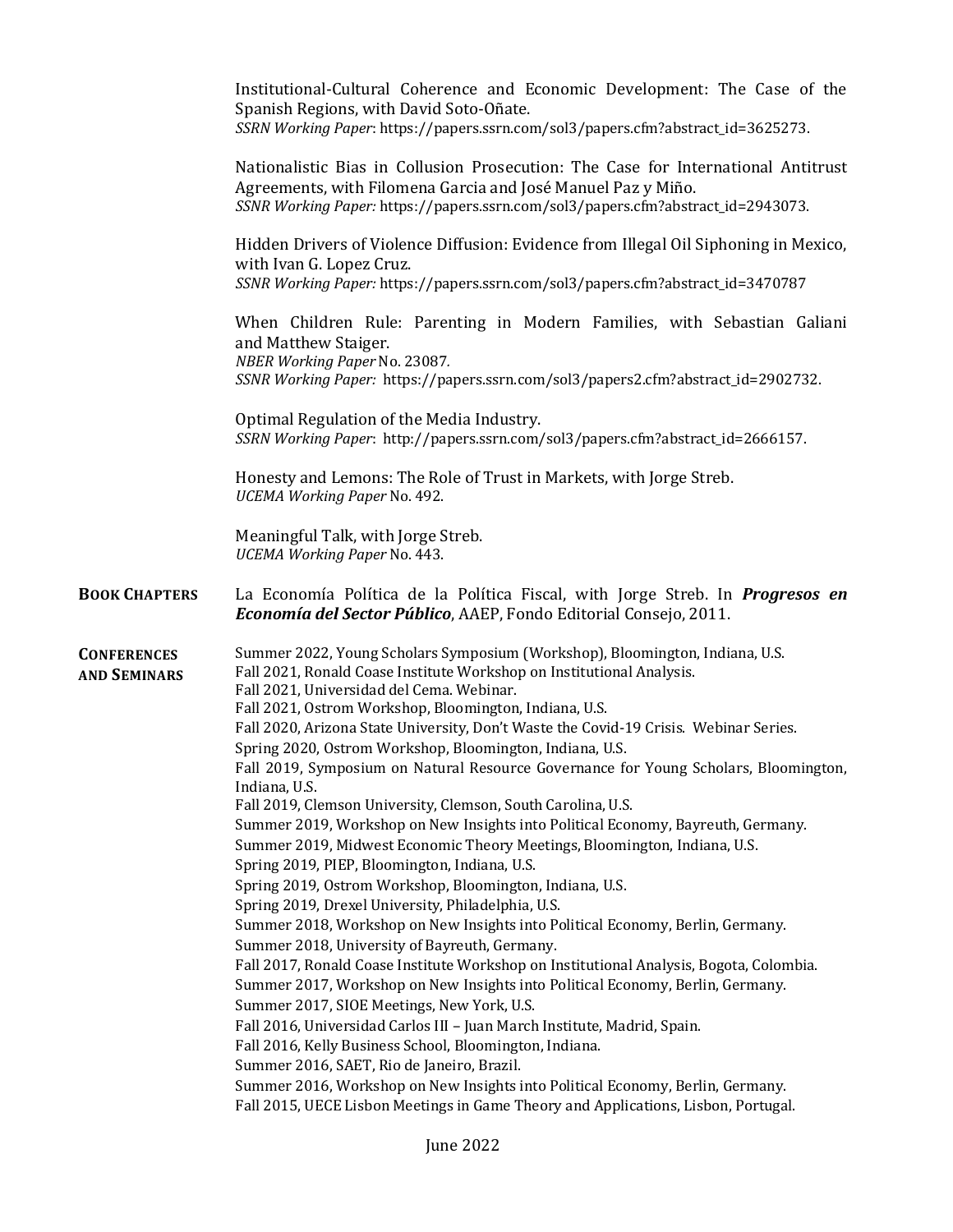Institutional-Cultural Coherence and Economic Development: The Case of the Spanish Regions, with David Soto-Oñate.
*SSRN Working Paper*: https://papers.ssrn.com/sol3/papers.cfm?abstract_id=3625273.

Nationalistic Bias in Collusion Prosecution: The Case for International Antitrust Agreements, with Filomena Garcia and José Manuel Paz y Miño.
*SSNR Working Paper:* https://papers.ssrn.com/sol3/papers.cfm?abstract_id=2943073.

Hidden Drivers of Violence Diffusion: Evidence from Illegal Oil Siphoning in Mexico, with Ivan G. Lopez Cruz.
*SSNR Working Paper:* https://papers.ssrn.com/sol3/papers.cfm?abstract_id=3470787

When Children Rule: Parenting in Modern Families, with Sebastian Galiani and Matthew Staiger.
*NBER Working Paper* No. 23087.
*SSNR Working Paper:* https://papers.ssrn.com/sol3/papers2.cfm?abstract_id=2902732.

Optimal Regulation of the Media Industry.
*SSRN Working Paper*: http://papers.ssrn.com/sol3/papers.cfm?abstract_id=2666157.

Honesty and Lemons: The Role of Trust in Markets, with Jorge Streb.
*UCEMA Working Paper* No. 492.

Meaningful Talk, with Jorge Streb.
*UCEMA Working Paper* No. 443.

## Book Chapters

La Economía Política de la Política Fiscal, with Jorge Streb. In ***Progresos en Economía del Sector Público***, AAEP, Fondo Editorial Consejo, 2011.

## Conferences and Seminars

Summer 2022, Young Scholars Symposium (Workshop), Bloomington, Indiana, U.S.
Fall 2021, Ronald Coase Institute Workshop on Institutional Analysis.
Fall 2021, Universidad del Cema. Webinar.
Fall 2021, Ostrom Workshop, Bloomington, Indiana, U.S.
Fall 2020, Arizona State University, Don't Waste the Covid-19 Crisis. Webinar Series.
Spring 2020, Ostrom Workshop, Bloomington, Indiana, U.S.
Fall 2019, Symposium on Natural Resource Governance for Young Scholars, Bloomington, Indiana, U.S.
Fall 2019, Clemson University, Clemson, South Carolina, U.S.
Summer 2019, Workshop on New Insights into Political Economy, Bayreuth, Germany.
Summer 2019, Midwest Economic Theory Meetings, Bloomington, Indiana, U.S.
Spring 2019, PIEP, Bloomington, Indiana, U.S.
Spring 2019, Ostrom Workshop, Bloomington, Indiana, U.S.
Spring 2019, Drexel University, Philadelphia, U.S.
Summer 2018, Workshop on New Insights into Political Economy, Berlin, Germany.
Summer 2018, University of Bayreuth, Germany.
Fall 2017, Ronald Coase Institute Workshop on Institutional Analysis, Bogota, Colombia.
Summer 2017, Workshop on New Insights into Political Economy, Berlin, Germany.
Summer 2017, SIOE Meetings, New York, U.S.
Fall 2016, Universidad Carlos III – Juan March Institute, Madrid, Spain.
Fall 2016, Kelly Business School, Bloomington, Indiana.
Summer 2016, SAET, Rio de Janeiro, Brazil.
Summer 2016, Workshop on New Insights into Political Economy, Berlin, Germany.
Fall 2015, UECE Lisbon Meetings in Game Theory and Applications, Lisbon, Portugal.

June 2022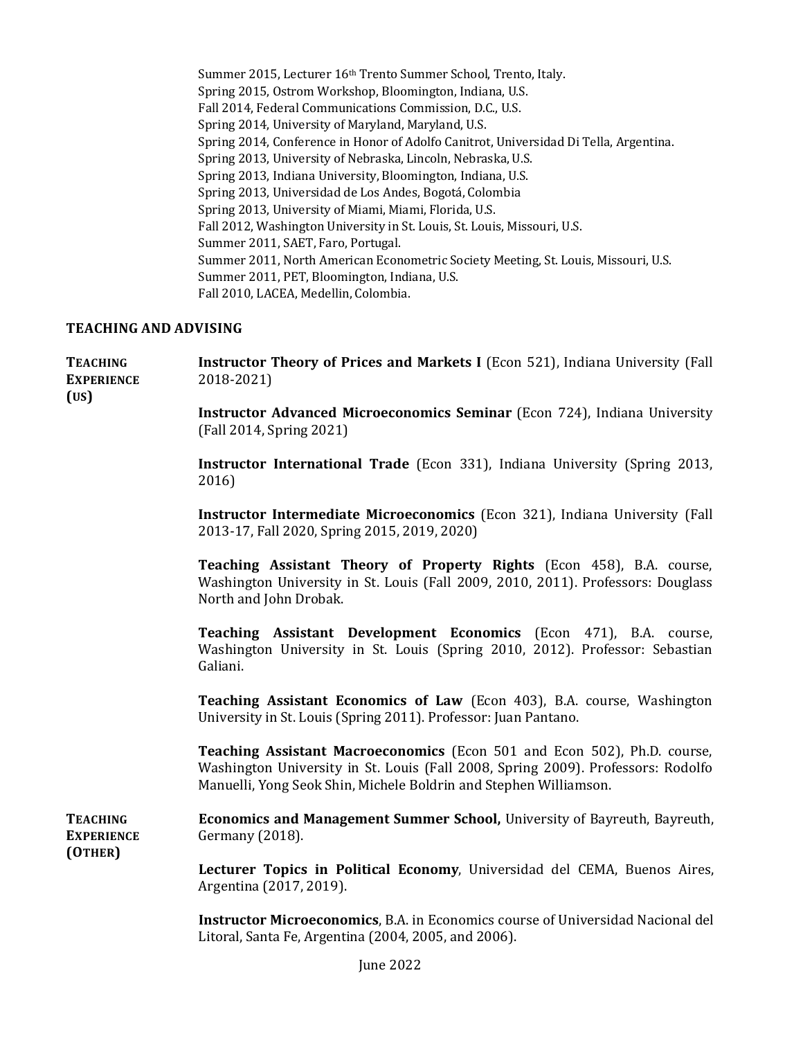Summer 2015, Lecturer 16th Trento Summer School, Trento, Italy.
Spring 2015, Ostrom Workshop, Bloomington, Indiana, U.S.
Fall 2014, Federal Communications Commission, D.C., U.S.
Spring 2014, University of Maryland, Maryland, U.S.
Spring 2014, Conference in Honor of Adolfo Canitrot, Universidad Di Tella, Argentina.
Spring 2013, University of Nebraska, Lincoln, Nebraska, U.S.
Spring 2013, Indiana University, Bloomington, Indiana, U.S.
Spring 2013, Universidad de Los Andes, Bogotá, Colombia
Spring 2013, University of Miami, Miami, Florida, U.S.
Fall 2012, Washington University in St. Louis, St. Louis, Missouri, U.S.
Summer 2011, SAET, Faro, Portugal.
Summer 2011, North American Econometric Society Meeting, St. Louis, Missouri, U.S.
Summer 2011, PET, Bloomington, Indiana, U.S.
Fall 2010, LACEA, Medellin, Colombia.

## TEACHING AND ADVISING

### Teaching Experience (US)

**Instructor Theory of Prices and Markets I** (Econ 521), Indiana University (Fall 2018-2021)

**Instructor Advanced Microeconomics Seminar** (Econ 724), Indiana University (Fall 2014, Spring 2021)

**Instructor International Trade** (Econ 331), Indiana University (Spring 2013, 2016)

**Instructor Intermediate Microeconomics** (Econ 321), Indiana University (Fall 2013-17, Fall 2020, Spring 2015, 2019, 2020)

**Teaching Assistant Theory of Property Rights** (Econ 458), B.A. course, Washington University in St. Louis (Fall 2009, 2010, 2011). Professors: Douglass North and John Drobak.

**Teaching Assistant Development Economics** (Econ 471), B.A. course, Washington University in St. Louis (Spring 2010, 2012). Professor: Sebastian Galiani.

**Teaching Assistant Economics of Law** (Econ 403), B.A. course, Washington University in St. Louis (Spring 2011). Professor: Juan Pantano.

**Teaching Assistant Macroeconomics** (Econ 501 and Econ 502), Ph.D. course, Washington University in St. Louis (Fall 2008, Spring 2009). Professors: Rodolfo Manuelli, Yong Seok Shin, Michele Boldrin and Stephen Williamson.

### Teaching Experience (Other)

**Economics and Management Summer School,** University of Bayreuth, Bayreuth, Germany (2018).

**Lecturer Topics in Political Economy**, Universidad del CEMA, Buenos Aires, Argentina (2017, 2019).

**Instructor Microeconomics**, B.A. in Economics course of Universidad Nacional del Litoral, Santa Fe, Argentina (2004, 2005, and 2006).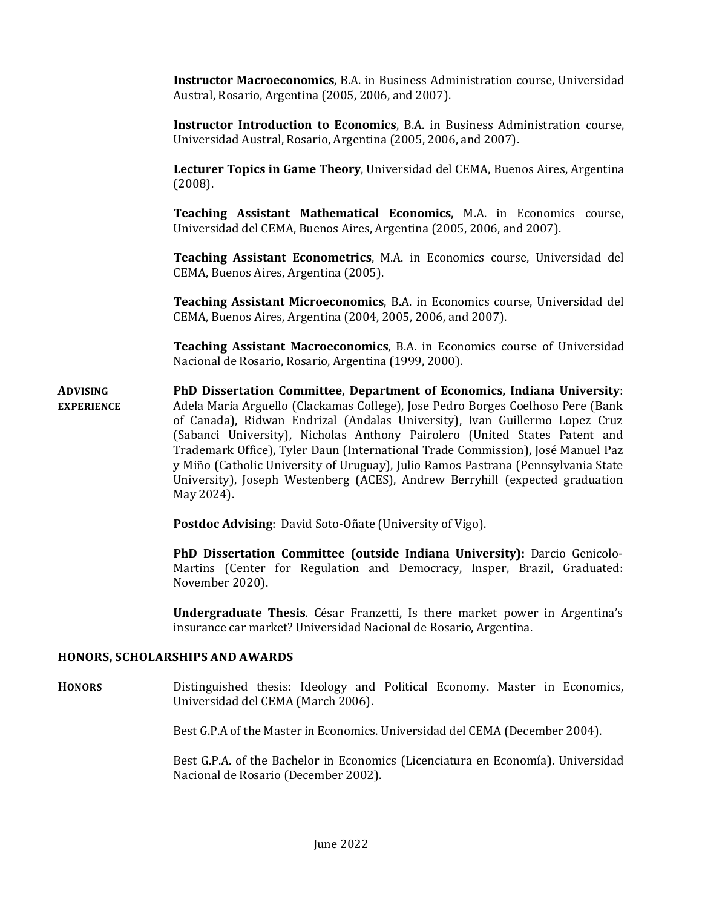**Instructor Macroeconomics**, B.A. in Business Administration course, Universidad Austral, Rosario, Argentina (2005, 2006, and 2007).

**Instructor Introduction to Economics**, B.A. in Business Administration course, Universidad Austral, Rosario, Argentina (2005, 2006, and 2007).

**Lecturer Topics in Game Theory**, Universidad del CEMA, Buenos Aires, Argentina (2008).

**Teaching Assistant Mathematical Economics**, M.A. in Economics course, Universidad del CEMA, Buenos Aires, Argentina (2005, 2006, and 2007).

**Teaching Assistant Econometrics**, M.A. in Economics course, Universidad del CEMA, Buenos Aires, Argentina (2005).

**Teaching Assistant Microeconomics**, B.A. in Economics course, Universidad del CEMA, Buenos Aires, Argentina (2004, 2005, 2006, and 2007).

**Teaching Assistant Macroeconomics**, B.A. in Economics course of Universidad Nacional de Rosario, Rosario, Argentina (1999, 2000).

**ADVISING EXPERIENCE**

**PhD Dissertation Committee, Department of Economics, Indiana University**: Adela Maria Arguello (Clackamas College), Jose Pedro Borges Coelhoso Pere (Bank of Canada), Ridwan Endrizal (Andalas University), Ivan Guillermo Lopez Cruz (Sabanci University), Nicholas Anthony Pairolero (United States Patent and Trademark Office), Tyler Daun (International Trade Commission), José Manuel Paz y Miño (Catholic University of Uruguay), Julio Ramos Pastrana (Pennsylvania State University), Joseph Westenberg (ACES), Andrew Berryhill (expected graduation May 2024).

**Postdoc Advising**: David Soto-Oñate (University of Vigo).

**PhD Dissertation Committee (outside Indiana University):** Darcio Genicolo-Martins (Center for Regulation and Democracy, Insper, Brazil, Graduated: November 2020).

**Undergraduate Thesis**. César Franzetti, Is there market power in Argentina's insurance car market? Universidad Nacional de Rosario, Argentina.

## HONORS, SCHOLARSHIPS AND AWARDS

**HONORS**

Distinguished thesis: Ideology and Political Economy. Master in Economics, Universidad del CEMA (March 2006).

Best G.P.A of the Master in Economics. Universidad del CEMA (December 2004).

Best G.P.A. of the Bachelor in Economics (Licenciatura en Economía). Universidad Nacional de Rosario (December 2002).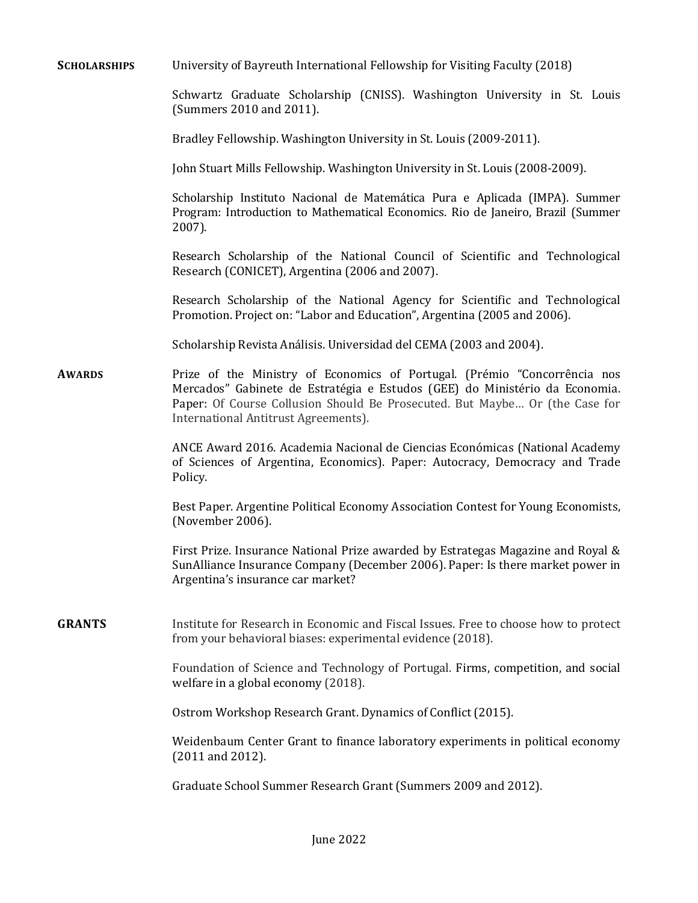## SCHOLARSHIPS

University of Bayreuth International Fellowship for Visiting Faculty (2018)

Schwartz Graduate Scholarship (CNISS). Washington University in St. Louis (Summers 2010 and 2011).

Bradley Fellowship. Washington University in St. Louis (2009-2011).

John Stuart Mills Fellowship. Washington University in St. Louis (2008-2009).

Scholarship Instituto Nacional de Matemática Pura e Aplicada (IMPA). Summer Program: Introduction to Mathematical Economics. Rio de Janeiro, Brazil (Summer 2007).

Research Scholarship of the National Council of Scientific and Technological Research (CONICET), Argentina (2006 and 2007).

Research Scholarship of the National Agency for Scientific and Technological Promotion. Project on: "Labor and Education", Argentina (2005 and 2006).

Scholarship Revista Análisis. Universidad del CEMA (2003 and 2004).

## AWARDS

Prize of the Ministry of Economics of Portugal. (Prémio "Concorrência nos Mercados" Gabinete de Estratégia e Estudos (GEE) do Ministério da Economia. Paper: Of Course Collusion Should Be Prosecuted. But Maybe… Or (the Case for International Antitrust Agreements).

ANCE Award 2016. Academia Nacional de Ciencias Económicas (National Academy of Sciences of Argentina, Economics). Paper: Autocracy, Democracy and Trade Policy.

Best Paper. Argentine Political Economy Association Contest for Young Economists, (November 2006).

First Prize. Insurance National Prize awarded by Estrategas Magazine and Royal & SunAlliance Insurance Company (December 2006). Paper: Is there market power in Argentina's insurance car market?

## GRANTS

Institute for Research in Economic and Fiscal Issues. Free to choose how to protect from your behavioral biases: experimental evidence (2018).

Foundation of Science and Technology of Portugal. Firms, competition, and social welfare in a global economy (2018).

Ostrom Workshop Research Grant. Dynamics of Conflict (2015).

Weidenbaum Center Grant to finance laboratory experiments in political economy (2011 and 2012).

Graduate School Summer Research Grant (Summers 2009 and 2012).

June 2022